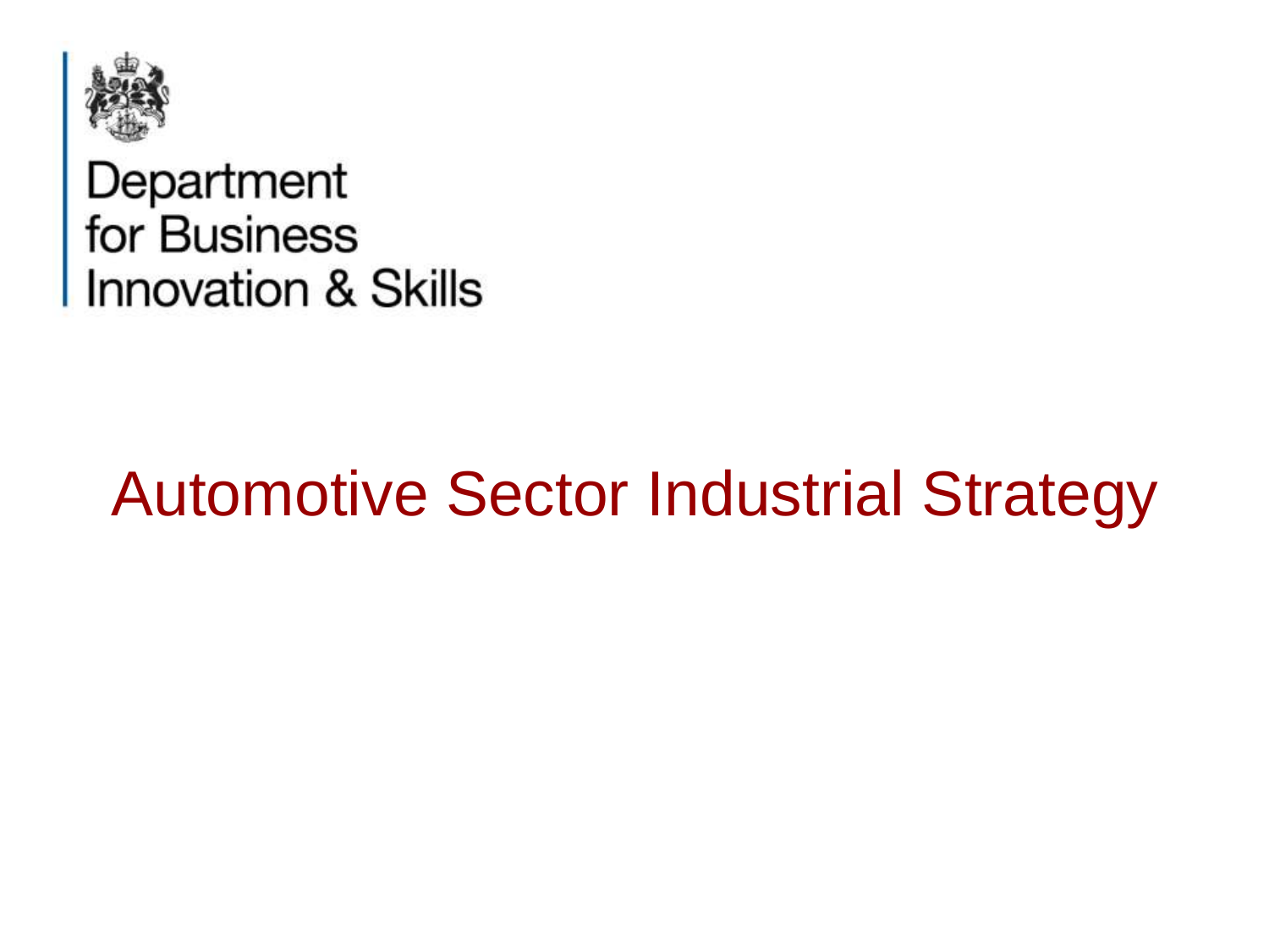Department
for Business
Innovation & Skills

# Automotive Sector Industrial Strategy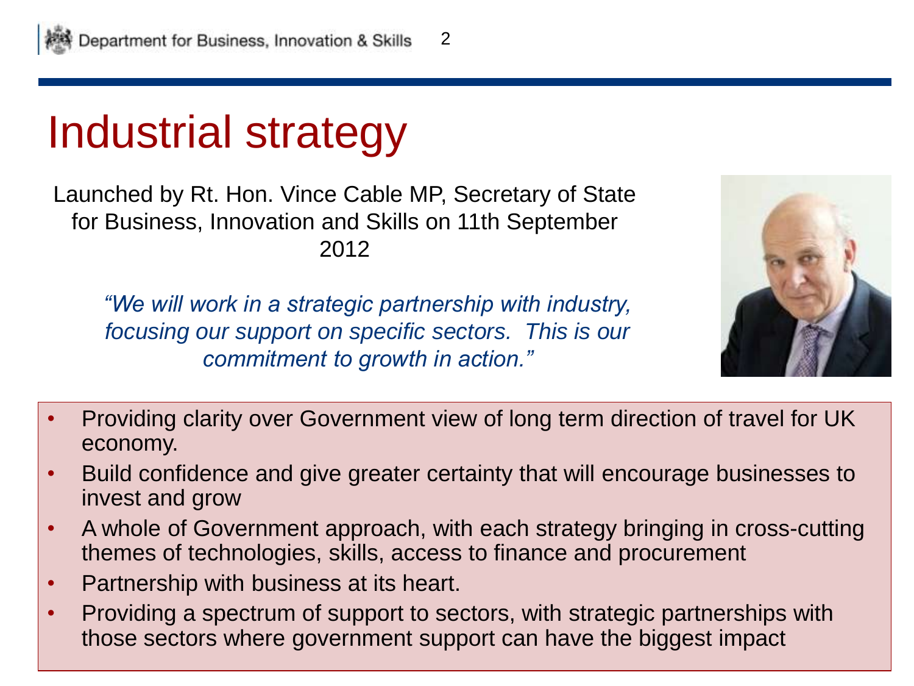# Industrial strategy

Launched by Rt. Hon. Vince Cable MP, Secretary of State for Business, Innovation and Skills on 11th September 2012

*"We will work in a strategic partnership with industry, focusing our support on specific sectors. This is our commitment to growth in action."*

- Providing clarity over Government view of long term direction of travel for UK economy.
- Build confidence and give greater certainty that will encourage businesses to invest and grow
- A whole of Government approach, with each strategy bringing in cross-cutting themes of technologies, skills, access to finance and procurement
- Partnership with business at its heart.
- Providing a spectrum of support to sectors, with strategic partnerships with those sectors where government support can have the biggest impact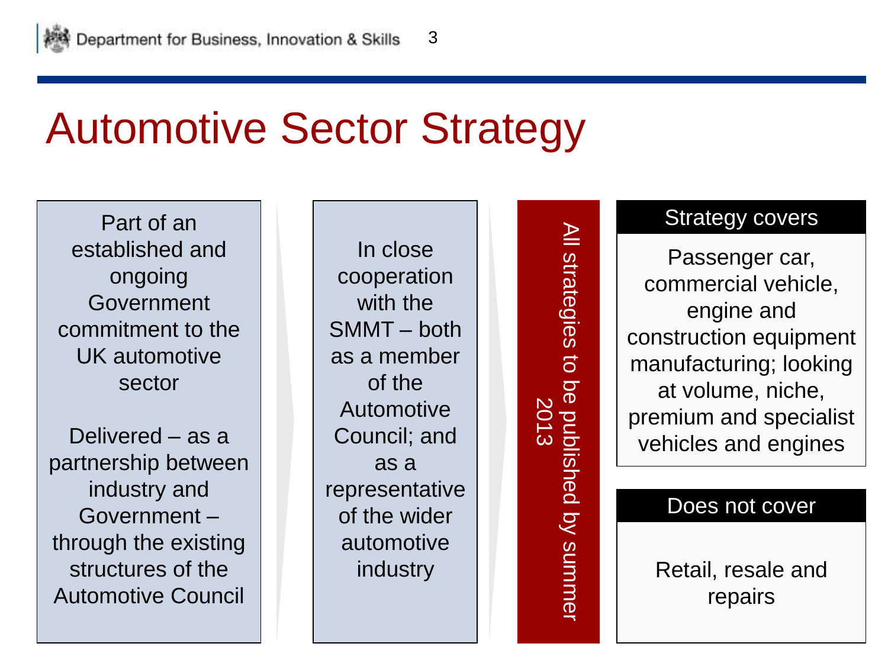# Automotive Sector Strategy

Part of an established and ongoing Government commitment to the UK automotive sector

Delivered – as a partnership between industry and Government – through the existing structures of the Automotive Council

In close cooperation with the SMMT – both as a member of the Automotive Council; and as a representative of the wider automotive industry

All strategies to be published by summer 2013

**Strategy covers**

Passenger car, commercial vehicle, engine and construction equipment manufacturing; looking at volume, niche, premium and specialist vehicles and engines

**Does not cover**

Retail, resale and repairs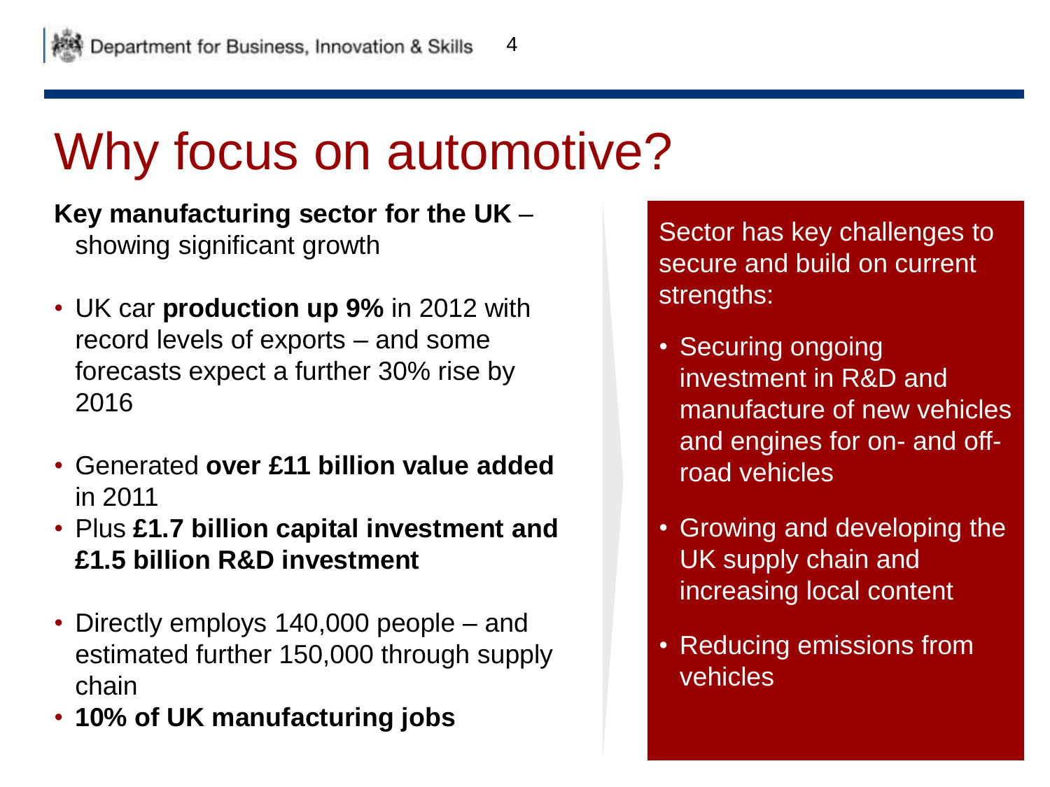# Why focus on automotive?

**Key manufacturing sector for the UK** – showing significant growth

- UK car **production up 9%** in 2012 with record levels of exports – and some forecasts expect a further 30% rise by 2016
- Generated **over £11 billion value added** in 2011
- Plus **£1.7 billion capital investment and £1.5 billion R&D investment**
- Directly employs 140,000 people – and estimated further 150,000 through supply chain
- **10% of UK manufacturing jobs**

Sector has key challenges to secure and build on current strengths:

- Securing ongoing investment in R&D and manufacture of new vehicles and engines for on- and off-road vehicles
- Growing and developing the UK supply chain and increasing local content
- Reducing emissions from vehicles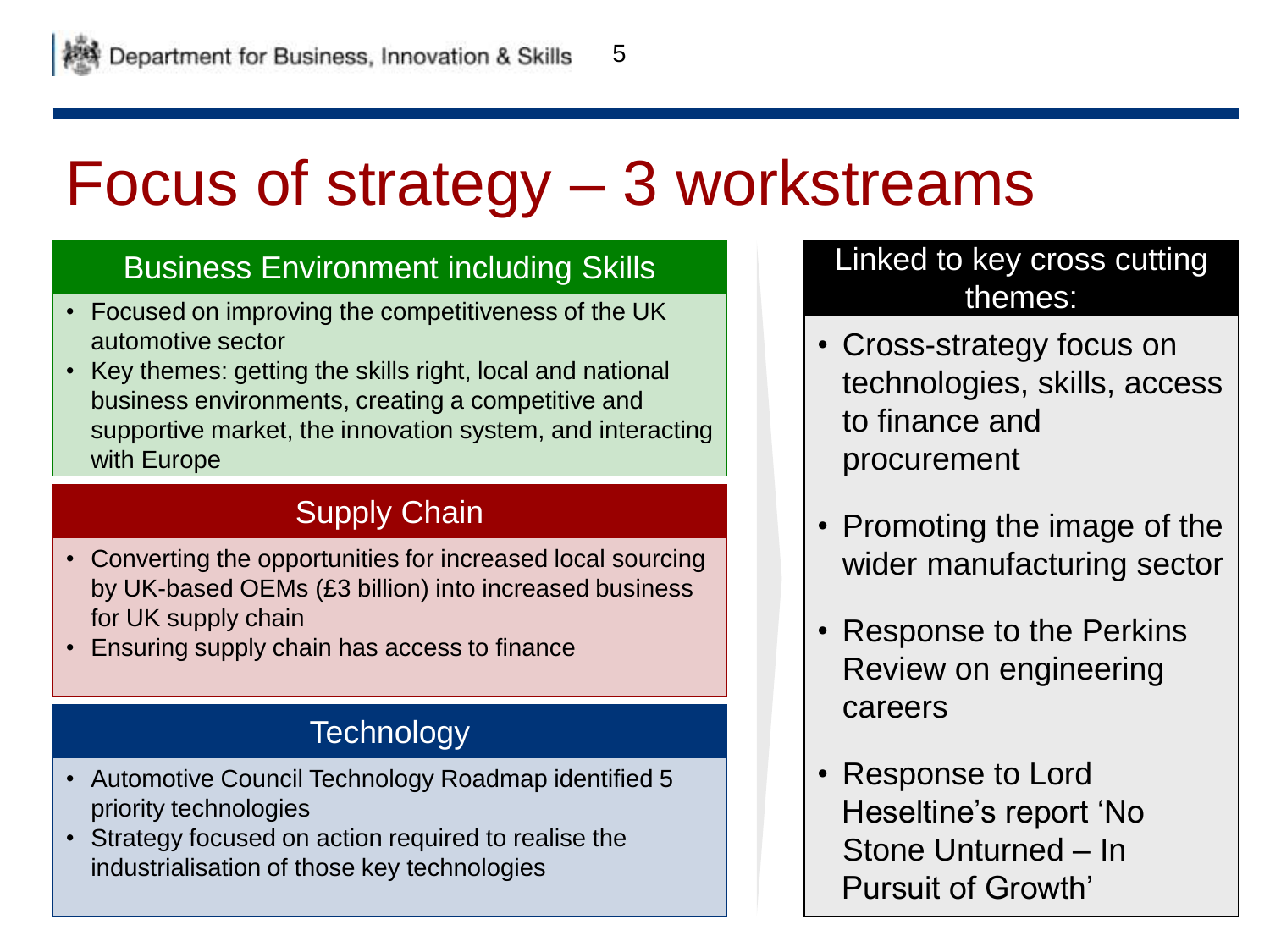# Focus of strategy – 3 workstreams

## Business Environment including Skills

- Focused on improving the competitiveness of the UK automotive sector
- Key themes: getting the skills right, local and national business environments, creating a competitive and supportive market, the innovation system, and interacting with Europe

## Supply Chain

- Converting the opportunities for increased local sourcing by UK-based OEMs (£3 billion) into increased business for UK supply chain
- Ensuring supply chain has access to finance

## Technology

- Automotive Council Technology Roadmap identified 5 priority technologies
- Strategy focused on action required to realise the industrialisation of those key technologies

## Linked to key cross cutting themes:

- Cross-strategy focus on technologies, skills, access to finance and procurement
- Promoting the image of the wider manufacturing sector
- Response to the Perkins Review on engineering careers
- Response to Lord Heseltine's report 'No Stone Unturned – In Pursuit of Growth'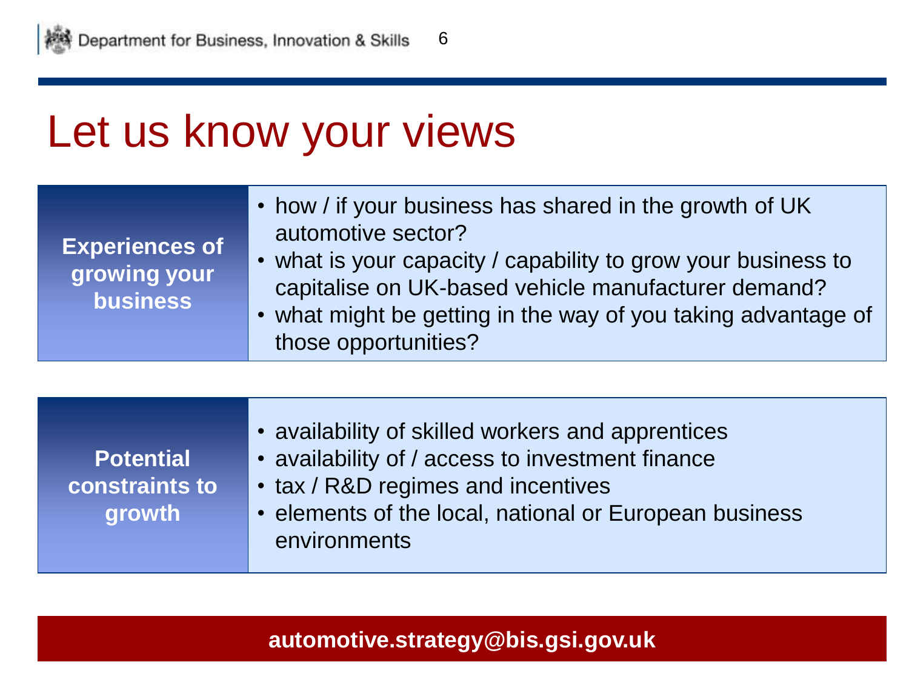# Let us know your views

| | |
|---|---|
| **Experiences of growing your business** | • how / if your business has shared in the growth of UK automotive sector?<br>• what is your capacity / capability to grow your business to capitalise on UK-based vehicle manufacturer demand?<br>• what might be getting in the way of you taking advantage of those opportunities? |

| | |
|---|---|
| **Potential constraints to growth** | • availability of skilled workers and apprentices<br>• availability of / access to investment finance<br>• tax / R&D regimes and incentives<br>• elements of the local, national or European business environments |

**automotive.strategy@bis.gsi.gov.uk**